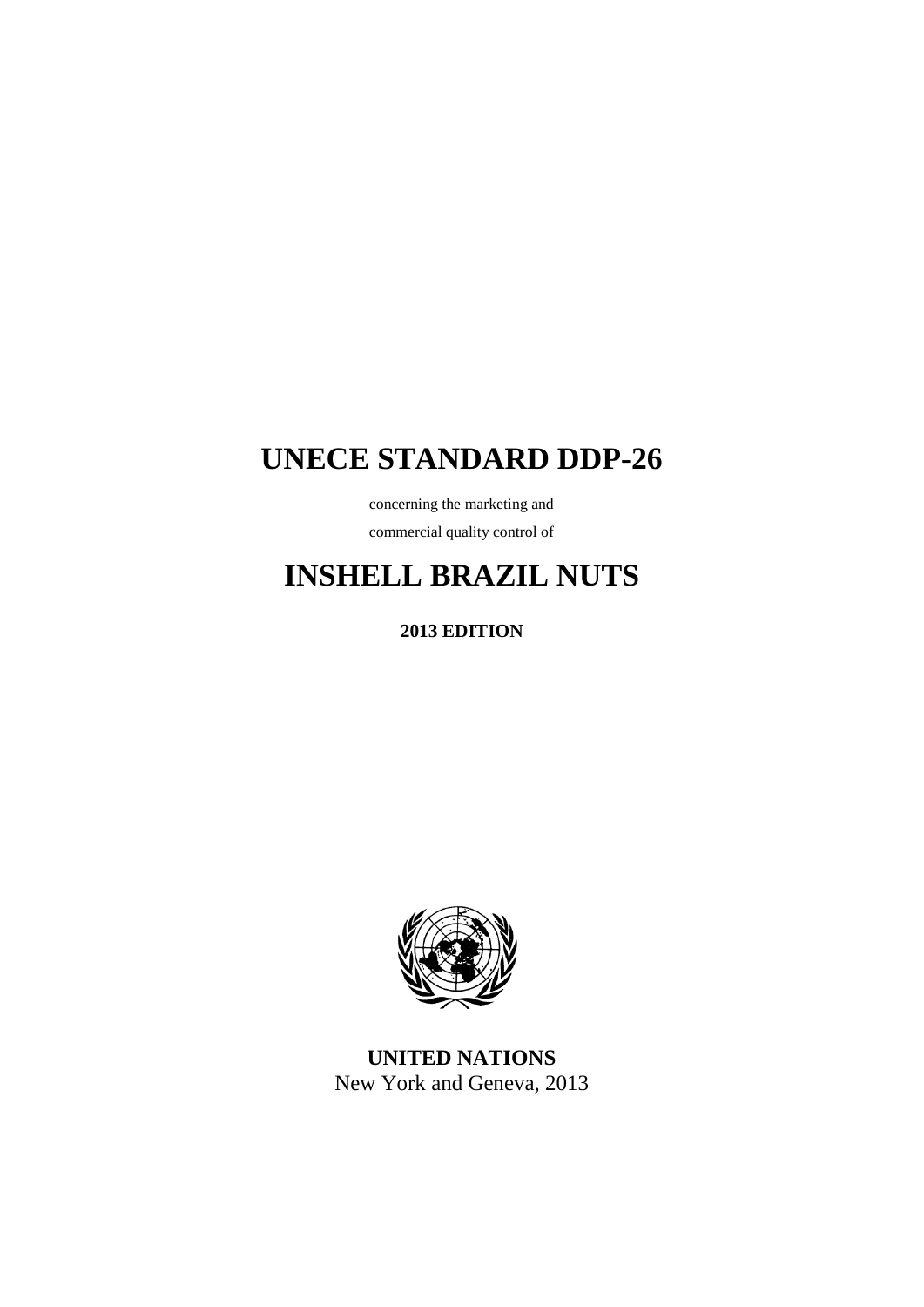# UNECE STANDARD DDP-26

concerning the marketing and

commercial quality control of

# INSHELL BRAZIL NUTS

**2013 EDITION**

**UNITED NATIONS**

New York and Geneva, 2013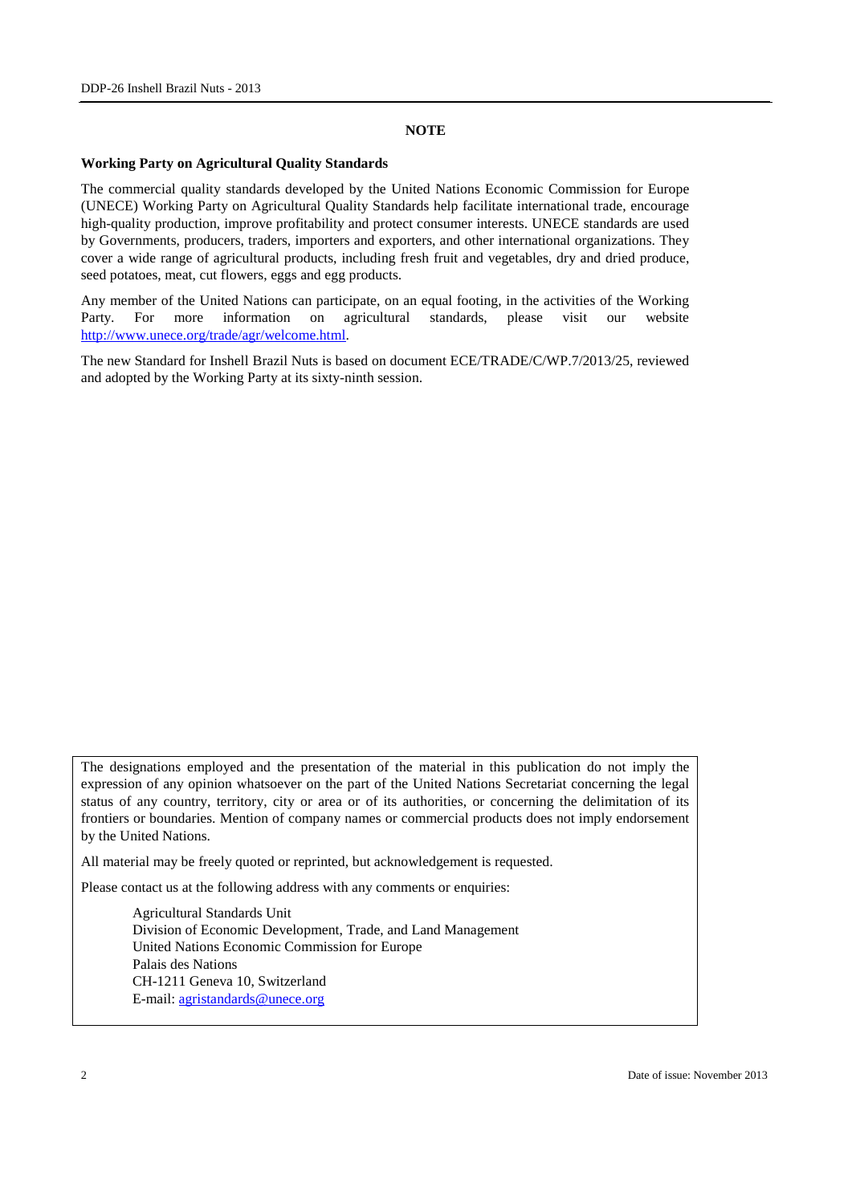## NOTE

**Working Party on Agricultural Quality Standards**

The commercial quality standards developed by the United Nations Economic Commission for Europe (UNECE) Working Party on Agricultural Quality Standards help facilitate international trade, encourage high-quality production, improve profitability and protect consumer interests. UNECE standards are used by Governments, producers, traders, importers and exporters, and other international organizations. They cover a wide range of agricultural products, including fresh fruit and vegetables, dry and dried produce, seed potatoes, meat, cut flowers, eggs and egg products.

Any member of the United Nations can participate, on an equal footing, in the activities of the Working Party. For more information on agricultural standards, please visit our website http://www.unece.org/trade/agr/welcome.html.

The new Standard for Inshell Brazil Nuts is based on document ECE/TRADE/C/WP.7/2013/25, reviewed and adopted by the Working Party at its sixty-ninth session.

The designations employed and the presentation of the material in this publication do not imply the expression of any opinion whatsoever on the part of the United Nations Secretariat concerning the legal status of any country, territory, city or area or of its authorities, or concerning the delimitation of its frontiers or boundaries. Mention of company names or commercial products does not imply endorsement by the United Nations.

All material may be freely quoted or reprinted, but acknowledgement is requested.

Please contact us at the following address with any comments or enquiries:

Agricultural Standards Unit
Division of Economic Development, Trade, and Land Management
United Nations Economic Commission for Europe
Palais des Nations
CH-1211 Geneva 10, Switzerland
E-mail: agristandards@unece.org

Date of issue: November 2013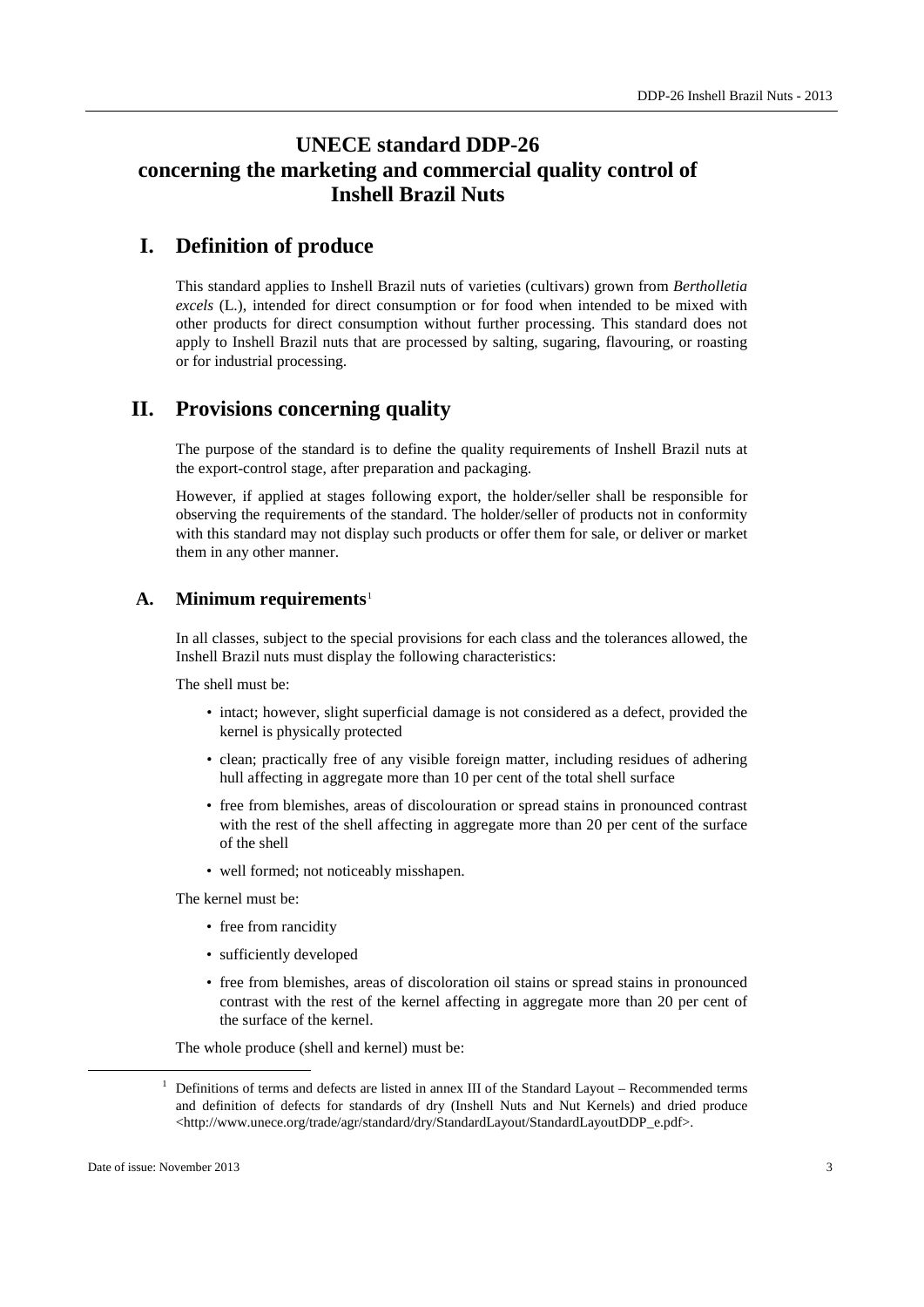# UNECE standard DDP-26 concerning the marketing and commercial quality control of Inshell Brazil Nuts

## I. Definition of produce

This standard applies to Inshell Brazil nuts of varieties (cultivars) grown from *Bertholletia excels* (L.), intended for direct consumption or for food when intended to be mixed with other products for direct consumption without further processing. This standard does not apply to Inshell Brazil nuts that are processed by salting, sugaring, flavouring, or roasting or for industrial processing.

## II. Provisions concerning quality

The purpose of the standard is to define the quality requirements of Inshell Brazil nuts at the export-control stage, after preparation and packaging.

However, if applied at stages following export, the holder/seller shall be responsible for observing the requirements of the standard. The holder/seller of products not in conformity with this standard may not display such products or offer them for sale, or deliver or market them in any other manner.

### A. Minimum requirements[1]

In all classes, subject to the special provisions for each class and the tolerances allowed, the Inshell Brazil nuts must display the following characteristics:

The shell must be:

- intact; however, slight superficial damage is not considered as a defect, provided the kernel is physically protected
- clean; practically free of any visible foreign matter, including residues of adhering hull affecting in aggregate more than 10 per cent of the total shell surface
- free from blemishes, areas of discolouration or spread stains in pronounced contrast with the rest of the shell affecting in aggregate more than 20 per cent of the surface of the shell
- well formed; not noticeably misshapen.

The kernel must be:

- free from rancidity
- sufficiently developed
- free from blemishes, areas of discoloration oil stains or spread stains in pronounced contrast with the rest of the kernel affecting in aggregate more than 20 per cent of the surface of the kernel.

The whole produce (shell and kernel) must be:

---

[1] Definitions of terms and defects are listed in annex III of the Standard Layout – Recommended terms and definition of defects for standards of dry (Inshell Nuts and Nut Kernels) and dried produce <http://www.unece.org/trade/agr/standard/dry/StandardLayout/StandardLayoutDDP_e.pdf>.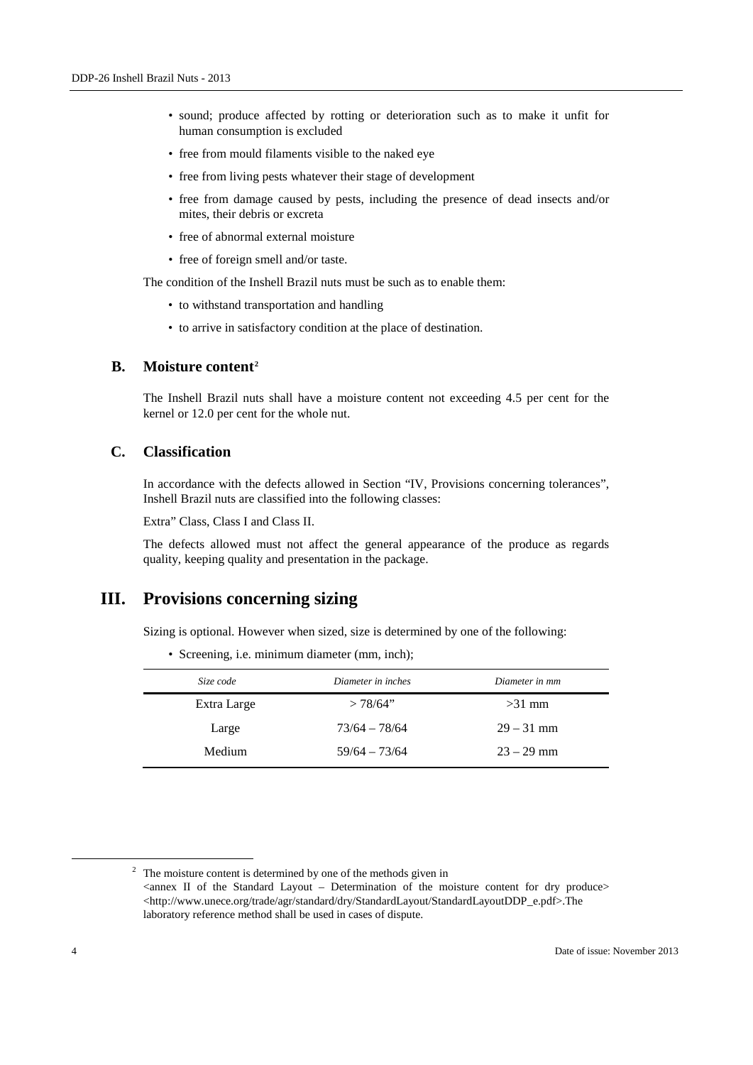- sound; produce affected by rotting or deterioration such as to make it unfit for human consumption is excluded
- free from mould filaments visible to the naked eye
- free from living pests whatever their stage of development
- free from damage caused by pests, including the presence of dead insects and/or mites, their debris or excreta
- free of abnormal external moisture
- free of foreign smell and/or taste.

The condition of the Inshell Brazil nuts must be such as to enable them:

- to withstand transportation and handling
- to arrive in satisfactory condition at the place of destination.

### B. Moisture content[2]

The Inshell Brazil nuts shall have a moisture content not exceeding 4.5 per cent for the kernel or 12.0 per cent for the whole nut.

### C. Classification

In accordance with the defects allowed in Section "IV, Provisions concerning tolerances", Inshell Brazil nuts are classified into the following classes:

Extra" Class, Class I and Class II.

The defects allowed must not affect the general appearance of the produce as regards quality, keeping quality and presentation in the package.

## III. Provisions concerning sizing

Sizing is optional. However when sized, size is determined by one of the following:

- Screening, i.e. minimum diameter (mm, inch);

| *Size code* | *Diameter in inches* | *Diameter in mm* |
|---|---|---|
| Extra Large | > 78/64" | >31 mm |
| Large | 73/64 – 78/64 | 29 – 31 mm |
| Medium | 59/64 – 73/64 | 23 – 29 mm |

[2] The moisture content is determined by one of the methods given in <annex II of the Standard Layout – Determination of the moisture content for dry produce> <http://www.unece.org/trade/agr/standard/dry/StandardLayout/StandardLayoutDDP_e.pdf>.The laboratory reference method shall be used in cases of dispute.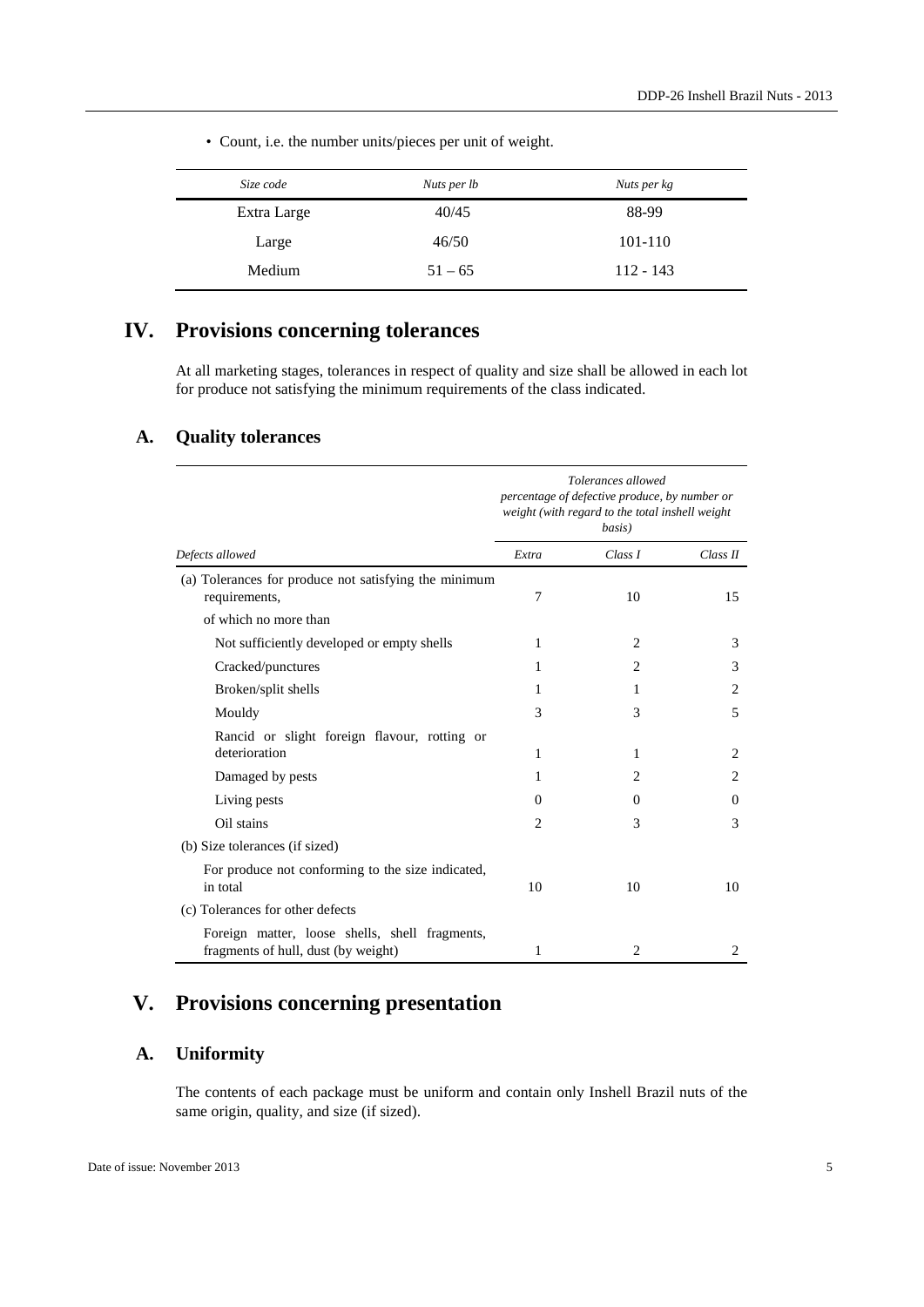- Count, i.e. the number units/pieces per unit of weight.

| *Size code* | *Nuts per lb* | *Nuts per kg* |
|---|---|---|
| Extra Large | 40/45 | 88-99 |
| Large | 46/50 | 101-110 |
| Medium | 51 – 65 | 112 - 143 |

# IV. Provisions concerning tolerances

At all marketing stages, tolerances in respect of quality and size shall be allowed in each lot for produce not satisfying the minimum requirements of the class indicated.

## A. Quality tolerances

| | *Tolerances allowed percentage of defective produce, by number or weight (with regard to the total inshell weight basis)* | | |
|---|---|---|---|
| *Defects allowed* | *Extra* | *Class I* | *Class II* |
| (a) Tolerances for produce not satisfying the minimum requirements, | 7 | 10 | 15 |
| of which no more than | | | |
| Not sufficiently developed or empty shells | 1 | 2 | 3 |
| Cracked/punctures | 1 | 2 | 3 |
| Broken/split shells | 1 | 1 | 2 |
| Mouldy | 3 | 3 | 5 |
| Rancid or slight foreign flavour, rotting or deterioration | 1 | 1 | 2 |
| Damaged by pests | 1 | 2 | 2 |
| Living pests | 0 | 0 | 0 |
| Oil stains | 2 | 3 | 3 |
| (b) Size tolerances (if sized) | | | |
| For produce not conforming to the size indicated, in total | 10 | 10 | 10 |
| (c) Tolerances for other defects | | | |
| Foreign matter, loose shells, shell fragments, fragments of hull, dust (by weight) | 1 | 2 | 2 |

# V. Provisions concerning presentation

## A. Uniformity

The contents of each package must be uniform and contain only Inshell Brazil nuts of the same origin, quality, and size (if sized).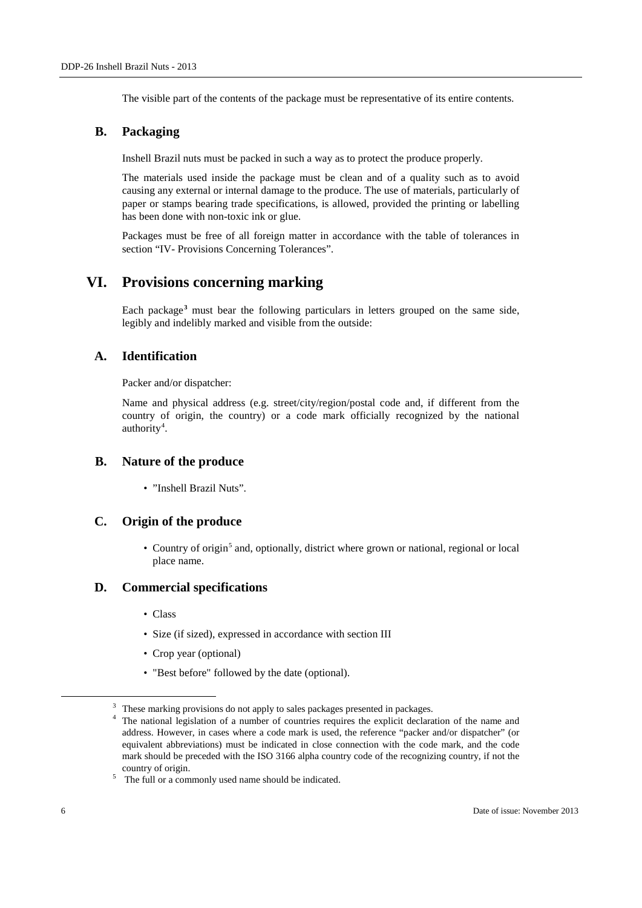The visible part of the contents of the package must be representative of its entire contents.

## B. Packaging

Inshell Brazil nuts must be packed in such a way as to protect the produce properly.

The materials used inside the package must be clean and of a quality such as to avoid causing any external or internal damage to the produce. The use of materials, particularly of paper or stamps bearing trade specifications, is allowed, provided the printing or labelling has been done with non-toxic ink or glue.

Packages must be free of all foreign matter in accordance with the table of tolerances in section "IV- Provisions Concerning Tolerances".

# VI. Provisions concerning marking

Each package[3] must bear the following particulars in letters grouped on the same side, legibly and indelibly marked and visible from the outside:

## A. Identification

Packer and/or dispatcher:

Name and physical address (e.g. street/city/region/postal code and, if different from the country of origin, the country) or a code mark officially recognized by the national authority[4].

## B. Nature of the produce

- "Inshell Brazil Nuts".

## C. Origin of the produce

- Country of origin[5] and, optionally, district where grown or national, regional or local place name.

## D. Commercial specifications

- Class
- Size (if sized), expressed in accordance with section III
- Crop year (optional)
- "Best before" followed by the date (optional).

---

[3] These marking provisions do not apply to sales packages presented in packages.

[4] The national legislation of a number of countries requires the explicit declaration of the name and address. However, in cases where a code mark is used, the reference "packer and/or dispatcher" (or equivalent abbreviations) must be indicated in close connection with the code mark, and the code mark should be preceded with the ISO 3166 alpha country code of the recognizing country, if not the country of origin.

[5] The full or a commonly used name should be indicated.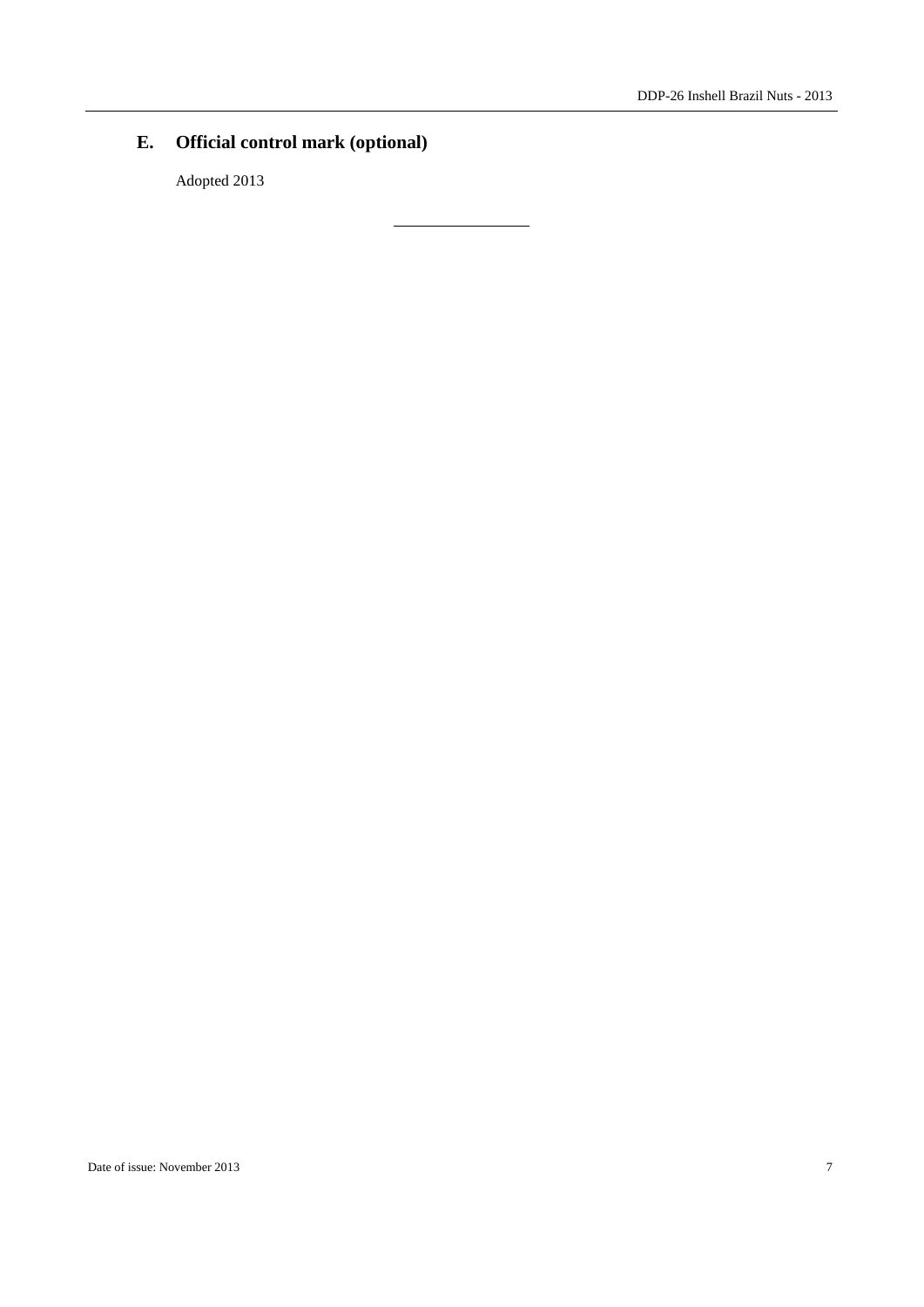## E. Official control mark (optional)

Adopted 2013

---